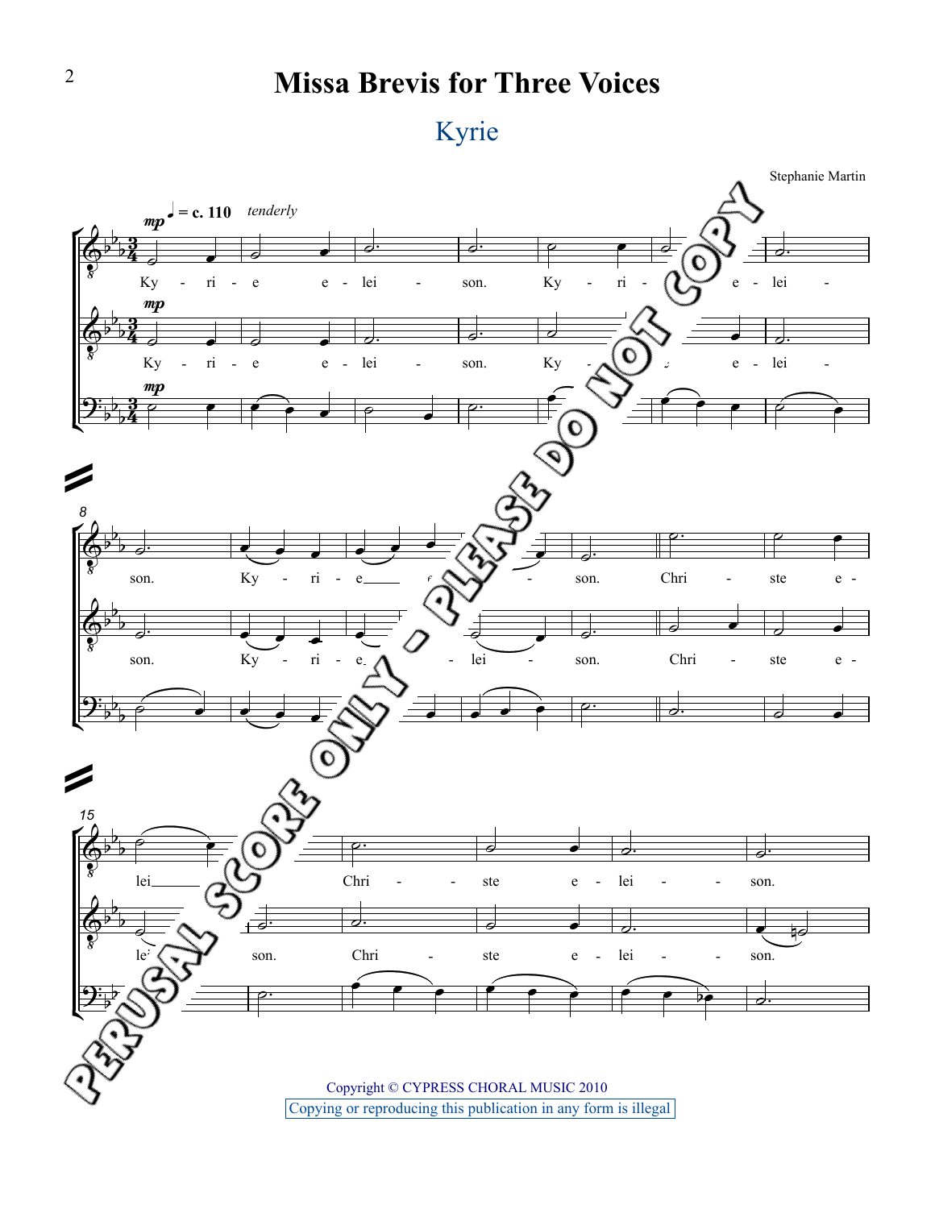# Missa Brevis for Three Voices

## Kyrie

Stephanie Martin

Copyright © CYPRESS CHORAL MUSIC 2010

Copying or reproducing this publication in any form is illegal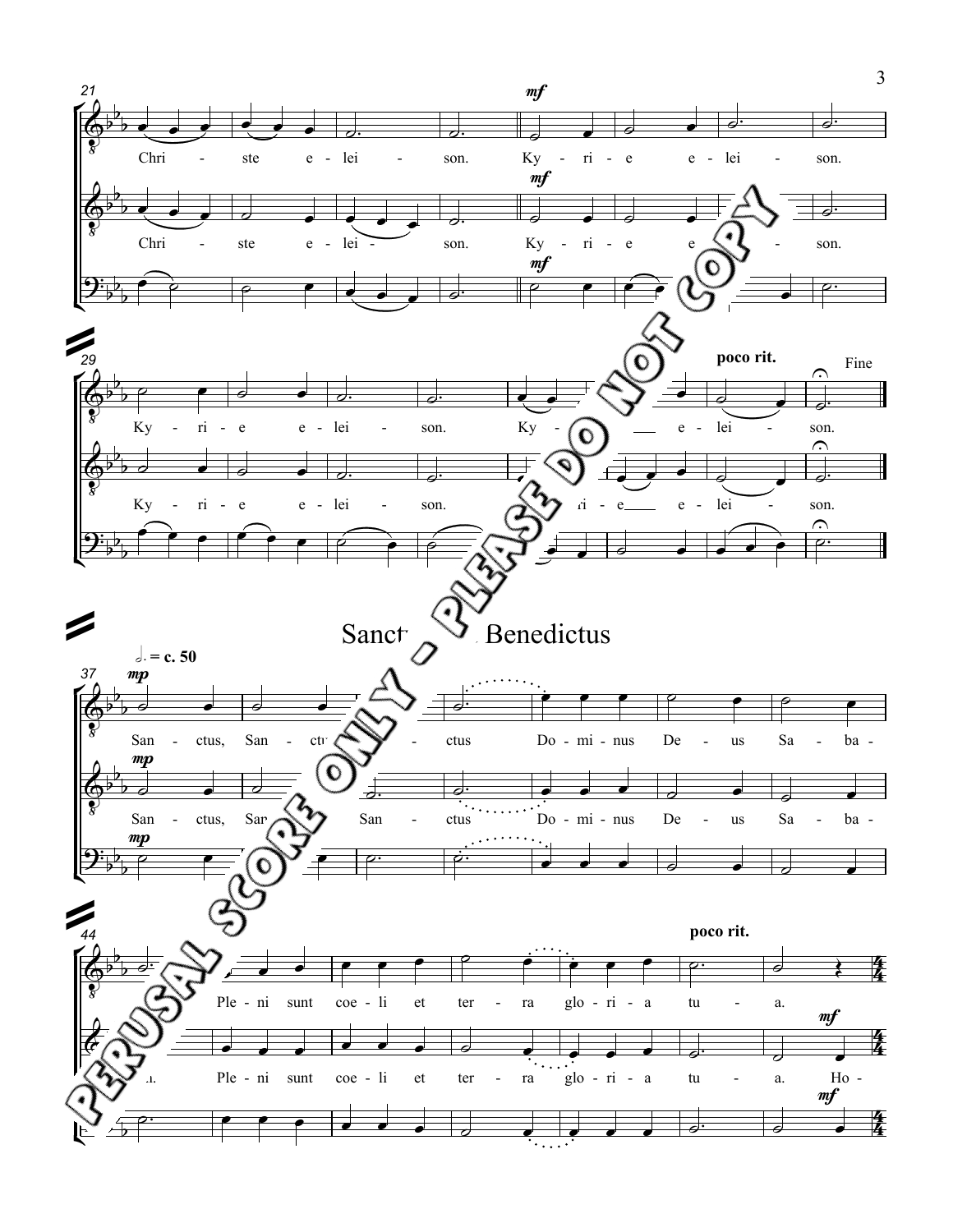Chri - ste e - lei - son. Ky - ri - e e - lei - son.

Ky - ri - e e - lei - son. Ky - ri - e e - lei - son.

*poco rit.* Fine

## Sanctus, Benedictus

♩. = c. 50

*mp*

San - ctus, San - ctus, San - ctus Do - mi - nus De - us Sa - ba - oth.

Ple - ni sunt coe - li et ter - ra glo - ri - a tu - a.

*poco rit.*

*mf* Ho -

PERUSAL SCORE ONLY - PLEASE DO NOT COPY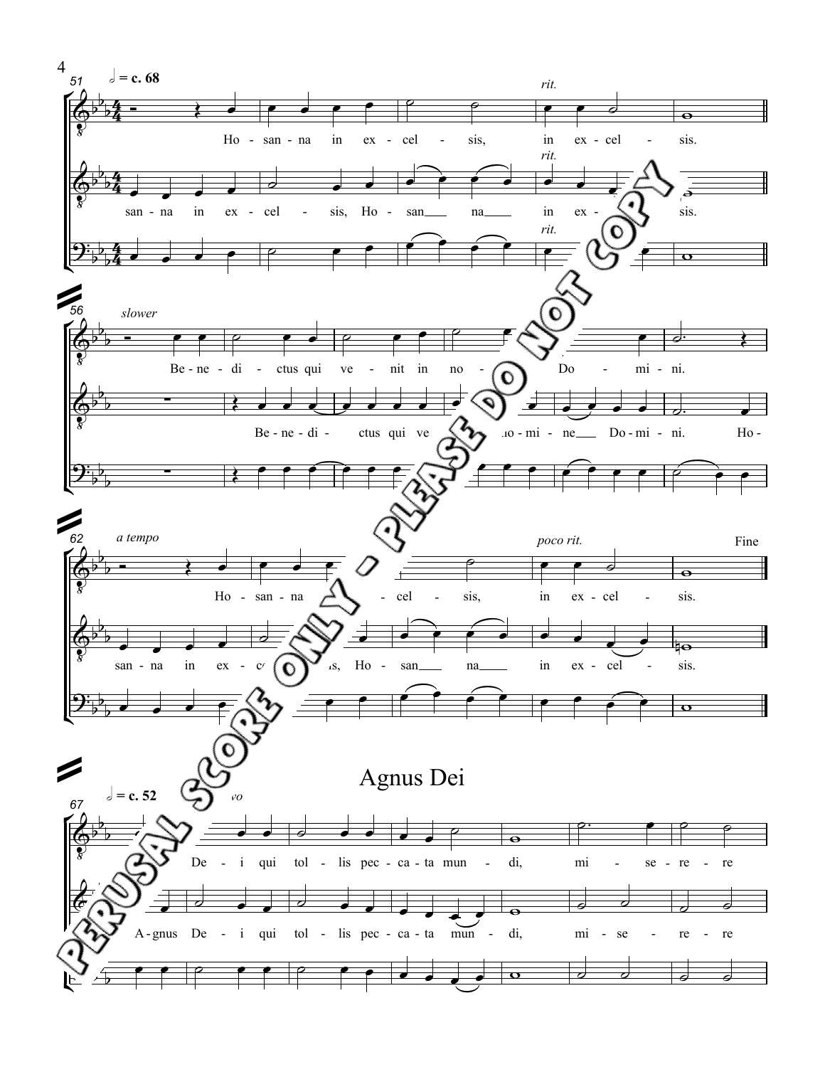## Agnus Dei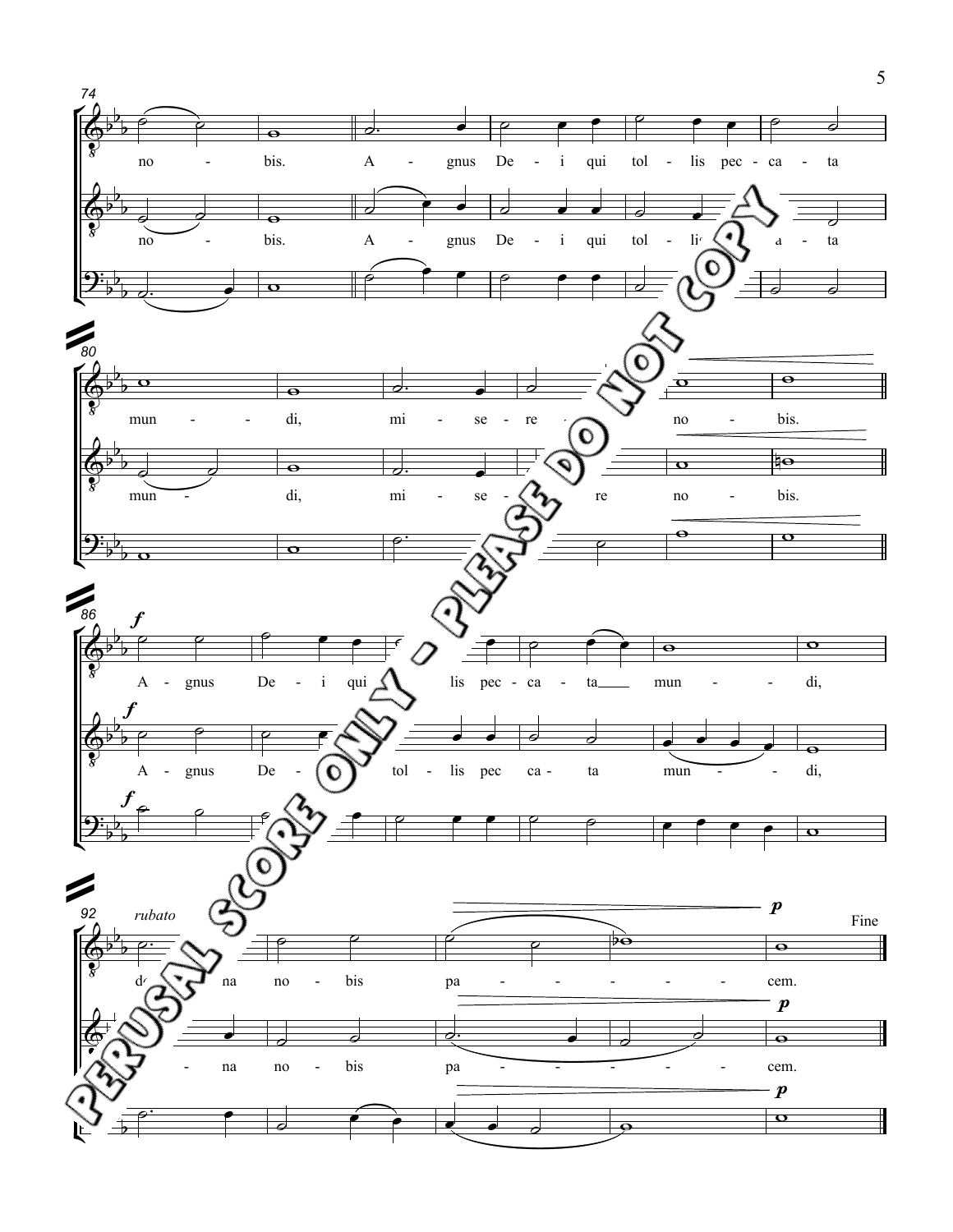no - bis. A - gnus De - i qui tol - lis pec - ca - ta

no - bis. A - gnus De - i qui tol - lis pec - ca - ta

mun - - di, mi - se - re - re no - bis.

mun - di, mi - se - re - re no - bis.

*f*

A - gnus De - i qui tol - lis pec - ca - ta mun - - di,

A - gnus De - i qui tol - lis pec ca - ta mun - - di,

*rubato*

do - na no - bis pa - - - - - - cem.

do - na no - bis pa - - - - - - cem.

*p*

Fine

PERUSAL SCORE ONLY - PLEASE DO NOT COPY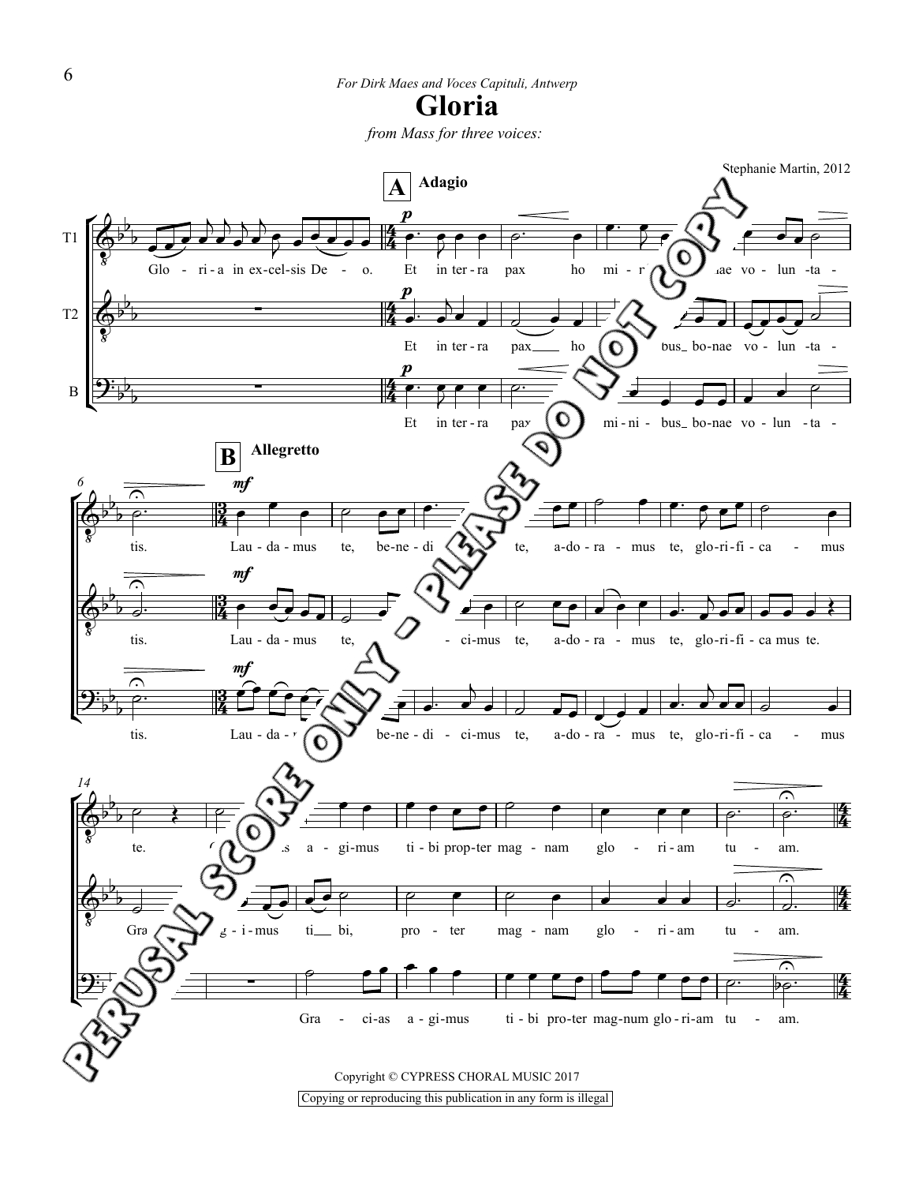*For Dirk Maes and Voces Capituli, Antwerp*

# Gloria

*from Mass for three voices:*

Stephanie Martin, 2012

Copyright © CYPRESS CHORAL MUSIC 2017

Copying or reproducing this publication in any form is illegal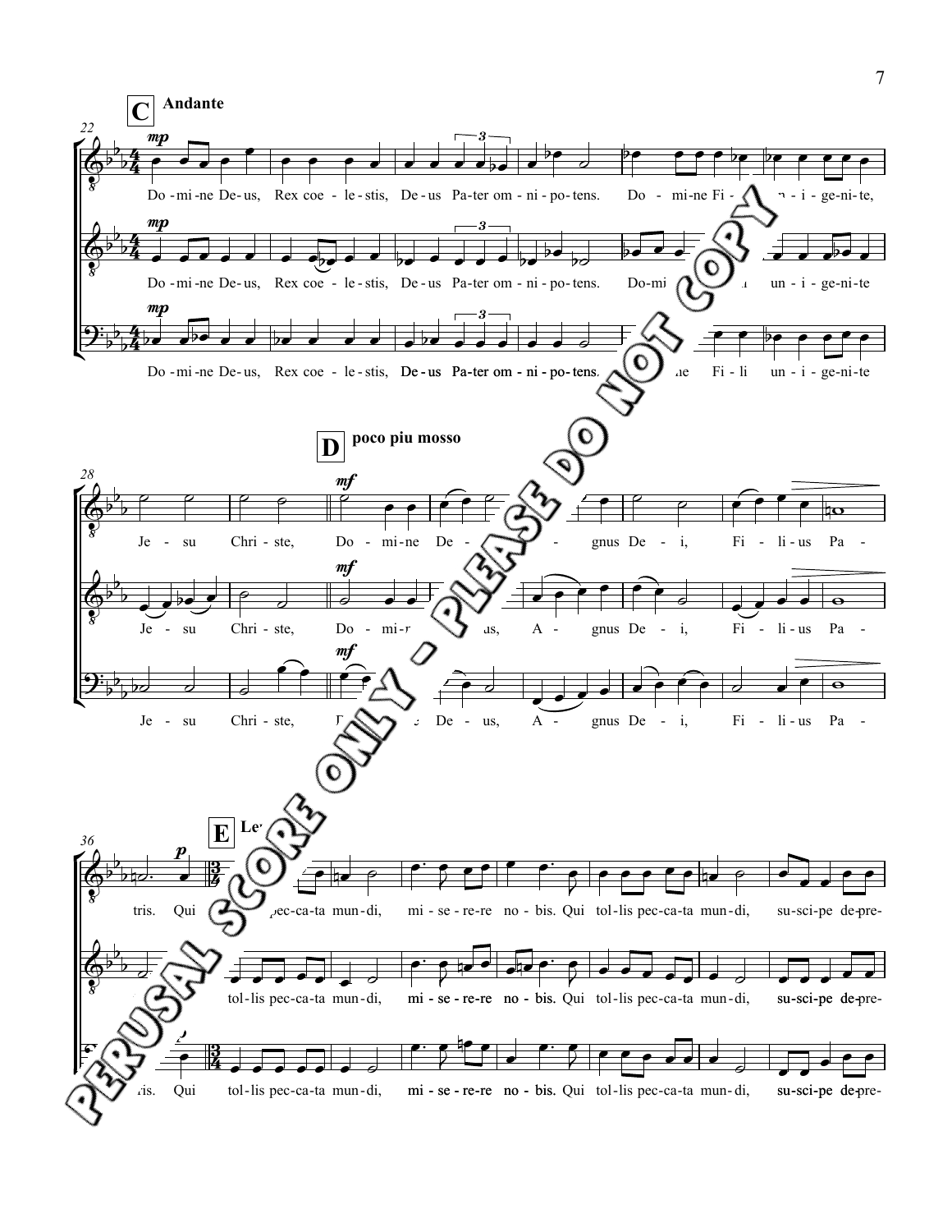**C** Andante

Do-mi-ne De-us, Rex coe-le-stis, De-us Pa-ter om-ni-po-tens. Do-mi-ne Fi-li u-ni-ge-ni-te,

**D** poco piu mosso

Je-su Chri-ste, Do-mi-ne De-us, A-gnus De-i, Fi-li-us Pa-

**E** Le...

tris. Qui tol-lis pec-ca-ta mun-di, mi-se-re-re no-bis. Qui tol-lis pec-ca-ta mun-di, su-sci-pe de-pre-

PERUSAL SCORE ONLY - PLEASE DO NOT COPY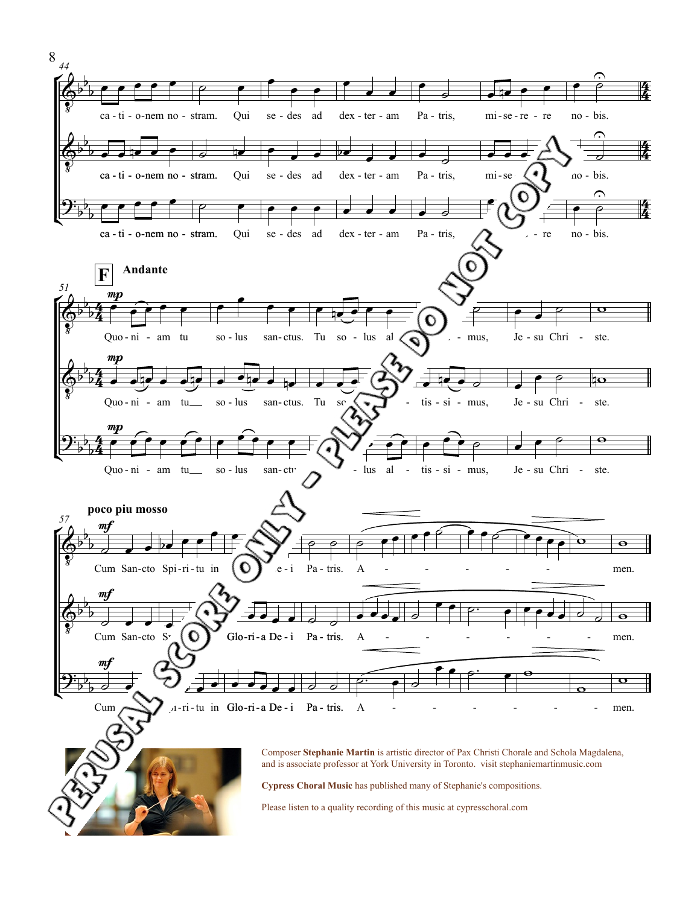**F** **Andante**

**poco piu mosso**

Composer **Stephanie Martin** is artistic director of Pax Christi Chorale and Schola Magdalena, and is associate professor at York University in Toronto. visit stephaniemartinmusic.com

**Cypress Choral Music** has published many of Stephanie's compositions.

Please listen to a quality recording of this music at cypresschoral.com